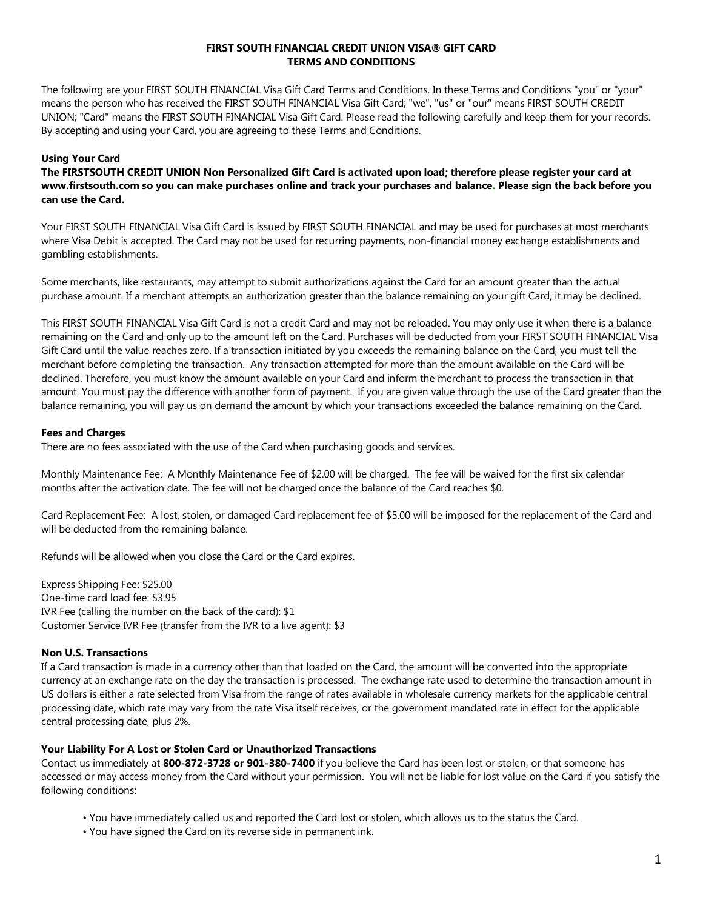# FIRST SOUTH FINANCIAL CREDIT UNION VISA® GIFT CARD TERMS AND CONDITIONS

The following are your FIRST SOUTH FINANCIAL Visa Gift Card Terms and Conditions. In these Terms and Conditions "you" or "your" means the person who has received the FIRST SOUTH FINANCIAL Visa Gift Card; "we", "us" or "our" means FIRST SOUTH CREDIT UNION; "Card" means the FIRST SOUTH FINANCIAL Visa Gift Card. Please read the following carefully and keep them for your records. By accepting and using your Card, you are agreeing to these Terms and Conditions.

**Using Your Card**

**The FIRSTSOUTH CREDIT UNION Non Personalized Gift Card is activated upon load; therefore please register your card at www.firstsouth.com so you can make purchases online and track your purchases and balance. Please sign the back before you can use the Card.**

Your FIRST SOUTH FINANCIAL Visa Gift Card is issued by FIRST SOUTH FINANCIAL and may be used for purchases at most merchants where Visa Debit is accepted. The Card may not be used for recurring payments, non-financial money exchange establishments and gambling establishments.

Some merchants, like restaurants, may attempt to submit authorizations against the Card for an amount greater than the actual purchase amount. If a merchant attempts an authorization greater than the balance remaining on your gift Card, it may be declined.

This FIRST SOUTH FINANCIAL Visa Gift Card is not a credit Card and may not be reloaded. You may only use it when there is a balance remaining on the Card and only up to the amount left on the Card. Purchases will be deducted from your FIRST SOUTH FINANCIAL Visa Gift Card until the value reaches zero. If a transaction initiated by you exceeds the remaining balance on the Card, you must tell the merchant before completing the transaction. Any transaction attempted for more than the amount available on the Card will be declined. Therefore, you must know the amount available on your Card and inform the merchant to process the transaction in that amount. You must pay the difference with another form of payment. If you are given value through the use of the Card greater than the balance remaining, you will pay us on demand the amount by which your transactions exceeded the balance remaining on the Card.

**Fees and Charges**

There are no fees associated with the use of the Card when purchasing goods and services.

Monthly Maintenance Fee: A Monthly Maintenance Fee of $2.00 will be charged. The fee will be waived for the first six calendar months after the activation date. The fee will not be charged once the balance of the Card reaches $0.

Card Replacement Fee: A lost, stolen, or damaged Card replacement fee of $5.00 will be imposed for the replacement of the Card and will be deducted from the remaining balance.

Refunds will be allowed when you close the Card or the Card expires.

Express Shipping Fee: $25.00
One-time card load fee: $3.95
IVR Fee (calling the number on the back of the card): $1
Customer Service IVR Fee (transfer from the IVR to a live agent): $3

**Non U.S. Transactions**

If a Card transaction is made in a currency other than that loaded on the Card, the amount will be converted into the appropriate currency at an exchange rate on the day the transaction is processed. The exchange rate used to determine the transaction amount in US dollars is either a rate selected from Visa from the range of rates available in wholesale currency markets for the applicable central processing date, which rate may vary from the rate Visa itself receives, or the government mandated rate in effect for the applicable central processing date, plus 2%.

**Your Liability For A Lost or Stolen Card or Unauthorized Transactions**

Contact us immediately at **800-872-3728 or 901-380-7400** if you believe the Card has been lost or stolen, or that someone has accessed or may access money from the Card without your permission. You will not be liable for lost value on the Card if you satisfy the following conditions:

- You have immediately called us and reported the Card lost or stolen, which allows us to the status the Card.
- You have signed the Card on its reverse side in permanent ink.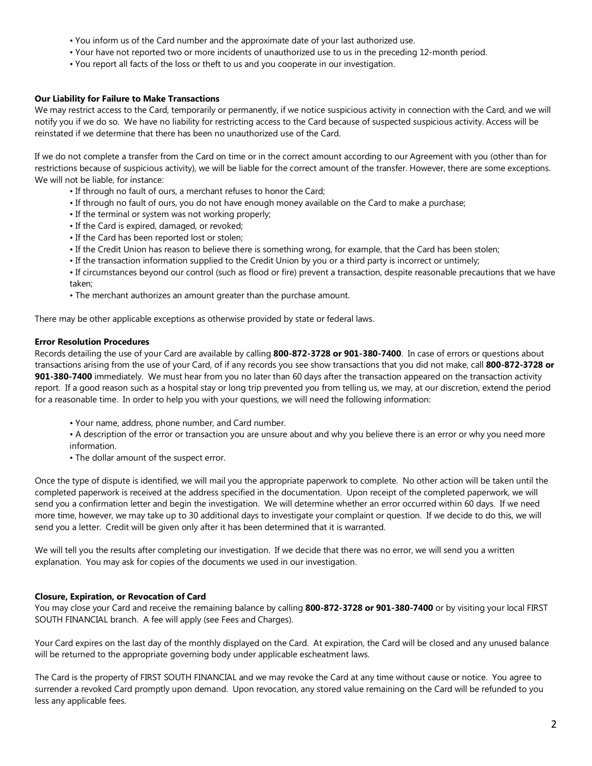- You inform us of the Card number and the approximate date of your last authorized use.
- Your have not reported two or more incidents of unauthorized use to us in the preceding 12-month period.
- You report all facts of the loss or theft to us and you cooperate in our investigation.

**Our Liability for Failure to Make Transactions**

We may restrict access to the Card, temporarily or permanently, if we notice suspicious activity in connection with the Card, and we will notify you if we do so. We have no liability for restricting access to the Card because of suspected suspicious activity. Access will be reinstated if we determine that there has been no unauthorized use of the Card.

If we do not complete a transfer from the Card on time or in the correct amount according to our Agreement with you (other than for restrictions because of suspicious activity), we will be liable for the correct amount of the transfer. However, there are some exceptions. We will not be liable, for instance:

- If through no fault of ours, a merchant refuses to honor the Card;
- If through no fault of ours, you do not have enough money available on the Card to make a purchase;
- If the terminal or system was not working properly;
- If the Card is expired, damaged, or revoked;
- If the Card has been reported lost or stolen;
- If the Credit Union has reason to believe there is something wrong, for example, that the Card has been stolen;
- If the transaction information supplied to the Credit Union by you or a third party is incorrect or untimely;
- If circumstances beyond our control (such as flood or fire) prevent a transaction, despite reasonable precautions that we have taken;
- The merchant authorizes an amount greater than the purchase amount.

There may be other applicable exceptions as otherwise provided by state or federal laws.

**Error Resolution Procedures**

Records detailing the use of your Card are available by calling **800-872-3728 or 901-380-7400**. In case of errors or questions about transactions arising from the use of your Card, of if any records you see show transactions that you did not make, call **800-872-3728 or 901-380-7400** immediately. We must hear from you no later than 60 days after the transaction appeared on the transaction activity report. If a good reason such as a hospital stay or long trip prevented you from telling us, we may, at our discretion, extend the period for a reasonable time. In order to help you with your questions, we will need the following information:

- Your name, address, phone number, and Card number.
- A description of the error or transaction you are unsure about and why you believe there is an error or why you need more information.
- The dollar amount of the suspect error.

Once the type of dispute is identified, we will mail you the appropriate paperwork to complete. No other action will be taken until the completed paperwork is received at the address specified in the documentation. Upon receipt of the completed paperwork, we will send you a confirmation letter and begin the investigation. We will determine whether an error occurred within 60 days. If we need more time, however, we may take up to 30 additional days to investigate your complaint or question. If we decide to do this, we will send you a letter. Credit will be given only after it has been determined that it is warranted.

We will tell you the results after completing our investigation. If we decide that there was no error, we will send you a written explanation. You may ask for copies of the documents we used in our investigation.

**Closure, Expiration, or Revocation of Card**

You may close your Card and receive the remaining balance by calling **800-872-3728 or 901-380-7400** or by visiting your local FIRST SOUTH FINANCIAL branch. A fee will apply (see Fees and Charges).

Your Card expires on the last day of the monthly displayed on the Card. At expiration, the Card will be closed and any unused balance will be returned to the appropriate governing body under applicable escheatment laws.

The Card is the property of FIRST SOUTH FINANCIAL and we may revoke the Card at any time without cause or notice. You agree to surrender a revoked Card promptly upon demand. Upon revocation, any stored value remaining on the Card will be refunded to you less any applicable fees.